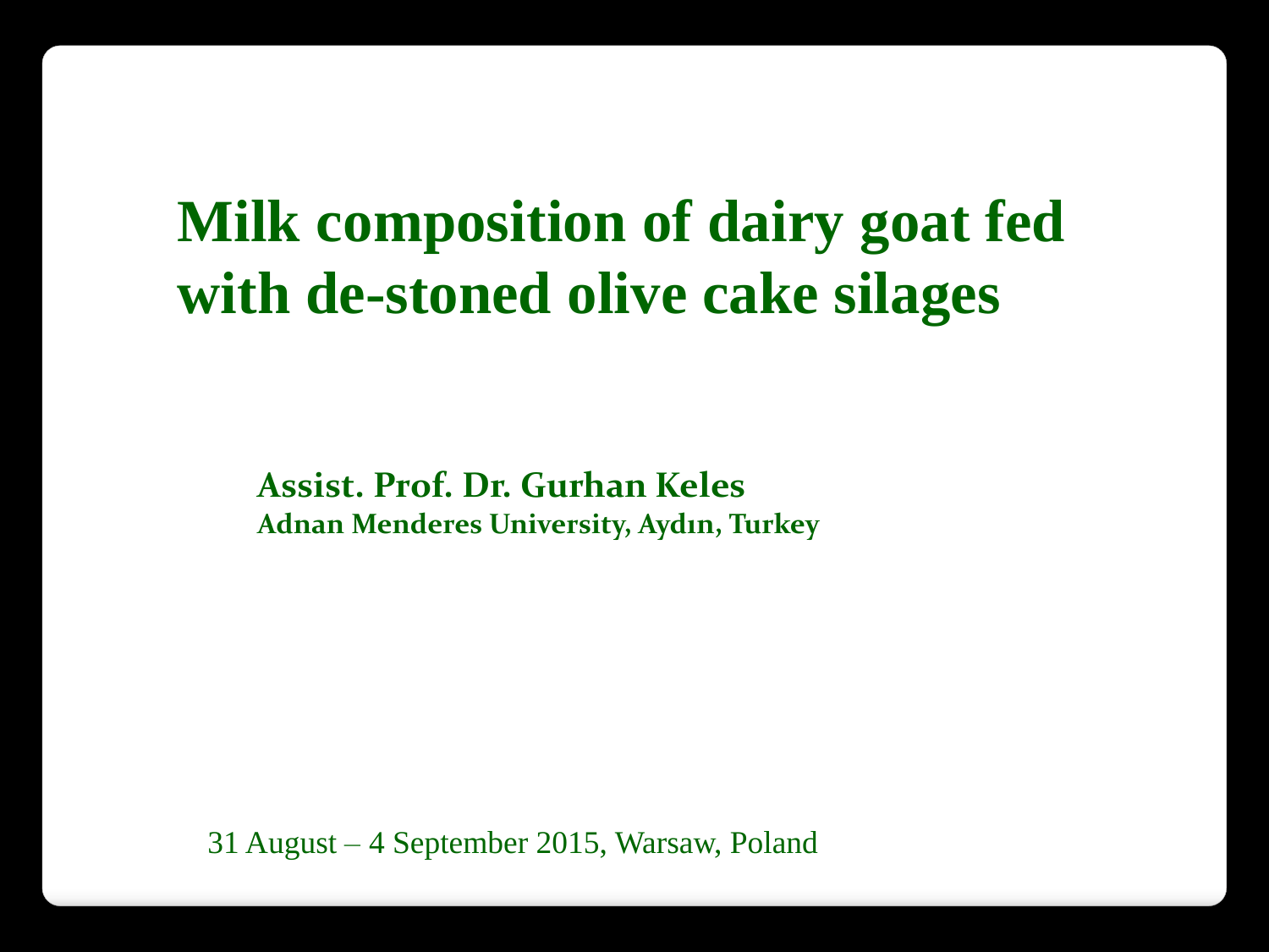# Milk composition of dairy goat fed with de-stoned olive cake silages

**Assist. Prof. Dr. Gurhan Keles**

**Adnan Menderes University, Aydın, Turkey**

31 August – 4 September 2015, Warsaw, Poland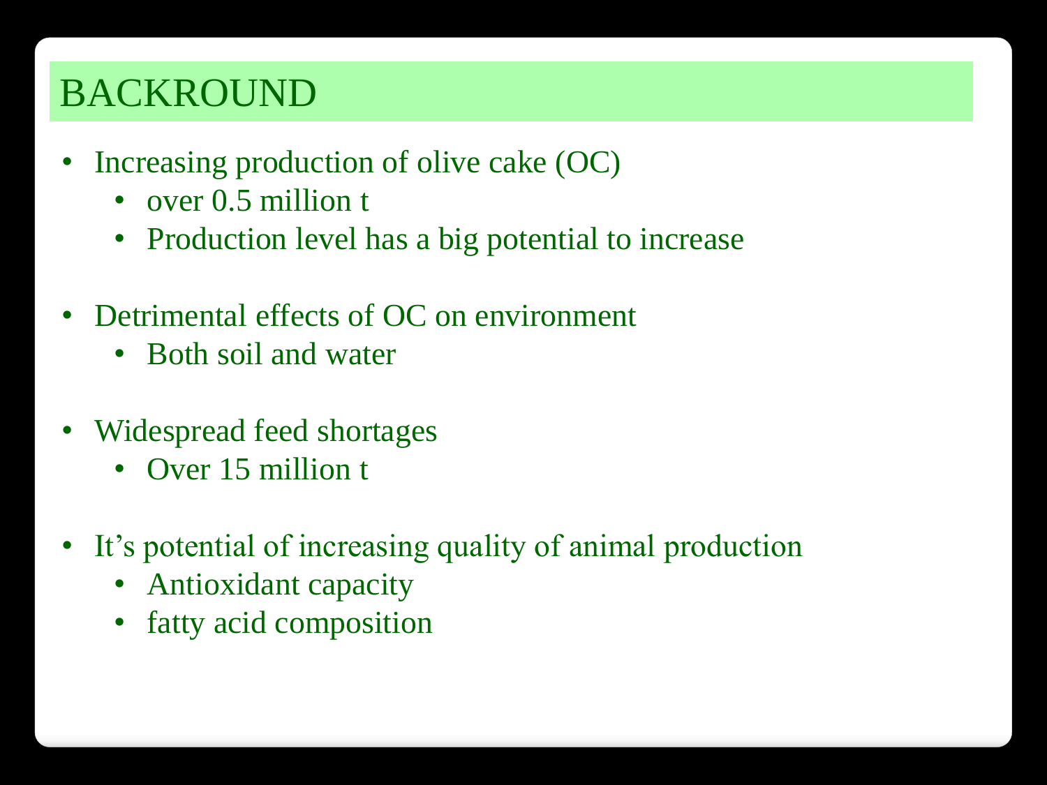# BACKROUND

- Increasing production of olive cake (OC)
  - over 0.5 million t
  - Production level has a big potential to increase
- Detrimental effects of OC on environment
  - Both soil and water
- Widespread feed shortages
  - Over 15 million t
- It's potential of increasing quality of animal production
  - Antioxidant capacity
  - fatty acid composition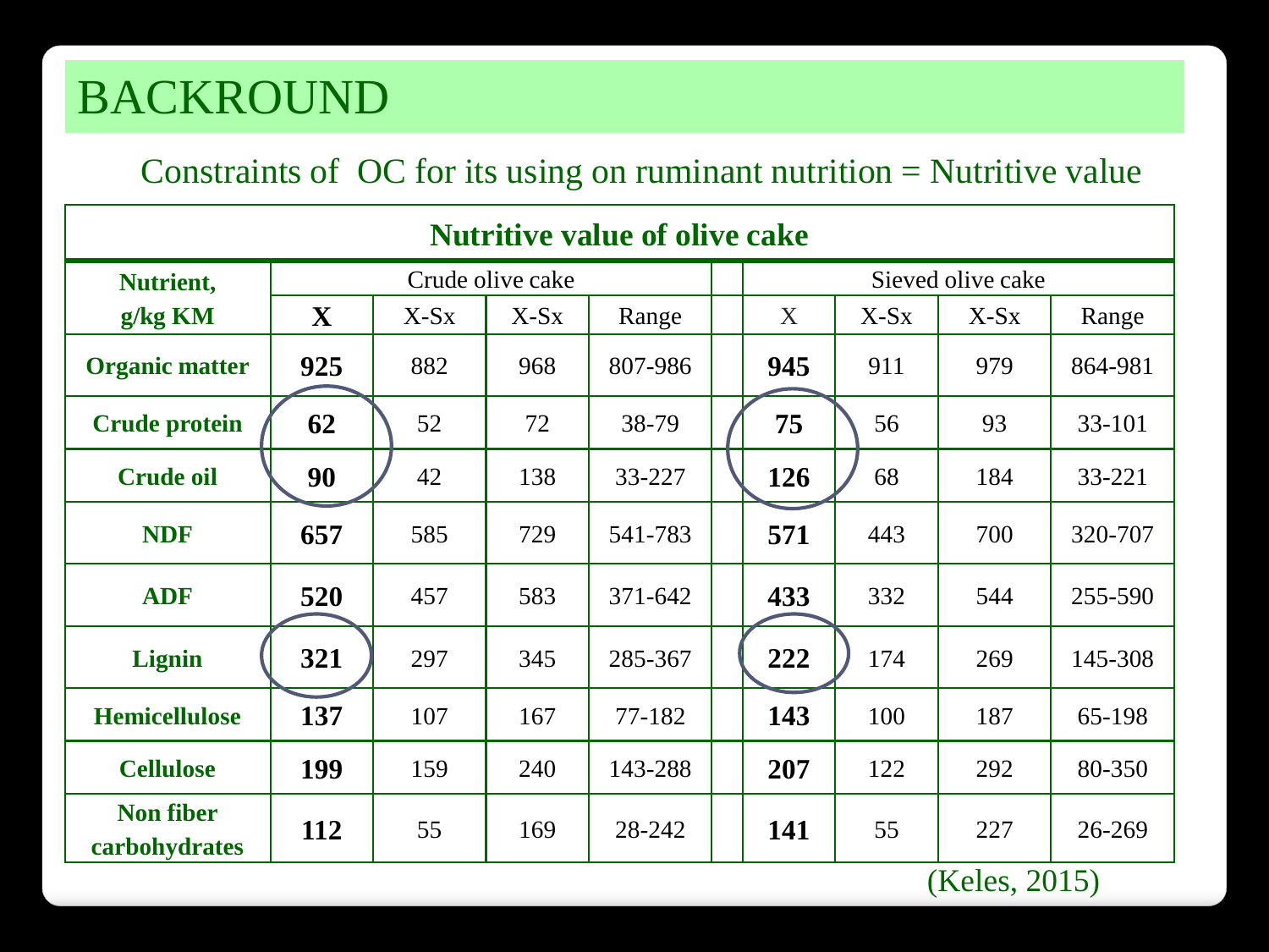# BACKROUND

Constraints of OC for its using on ruminant nutrition = Nutritive value

**Nutritive value of olive cake**

| Nutrient, g/kg KM | Crude olive cake | | | | Sieved olive cake | | | |
|---|---|---|---|---|---|---|---|---|
| | **X** | X-Sx | X-Sx | Range | X | X-Sx | X-Sx | Range |
| **Organic matter** | **925** | 882 | 968 | 807-986 | **945** | 911 | 979 | 864-981 |
| **Crude protein** | **62** | 52 | 72 | 38-79 | **75** | 56 | 93 | 33-101 |
| **Crude oil** | **90** | 42 | 138 | 33-227 | **126** | 68 | 184 | 33-221 |
| **NDF** | **657** | 585 | 729 | 541-783 | **571** | 443 | 700 | 320-707 |
| **ADF** | **520** | 457 | 583 | 371-642 | **433** | 332 | 544 | 255-590 |
| **Lignin** | **321** | 297 | 345 | 285-367 | **222** | 174 | 269 | 145-308 |
| **Hemicellulose** | **137** | 107 | 167 | 77-182 | **143** | 100 | 187 | 65-198 |
| **Cellulose** | **199** | 159 | 240 | 143-288 | **207** | 122 | 292 | 80-350 |
| **Non fiber carbohydrates** | **112** | 55 | 169 | 28-242 | **141** | 55 | 227 | 26-269 |

(Keles, 2015)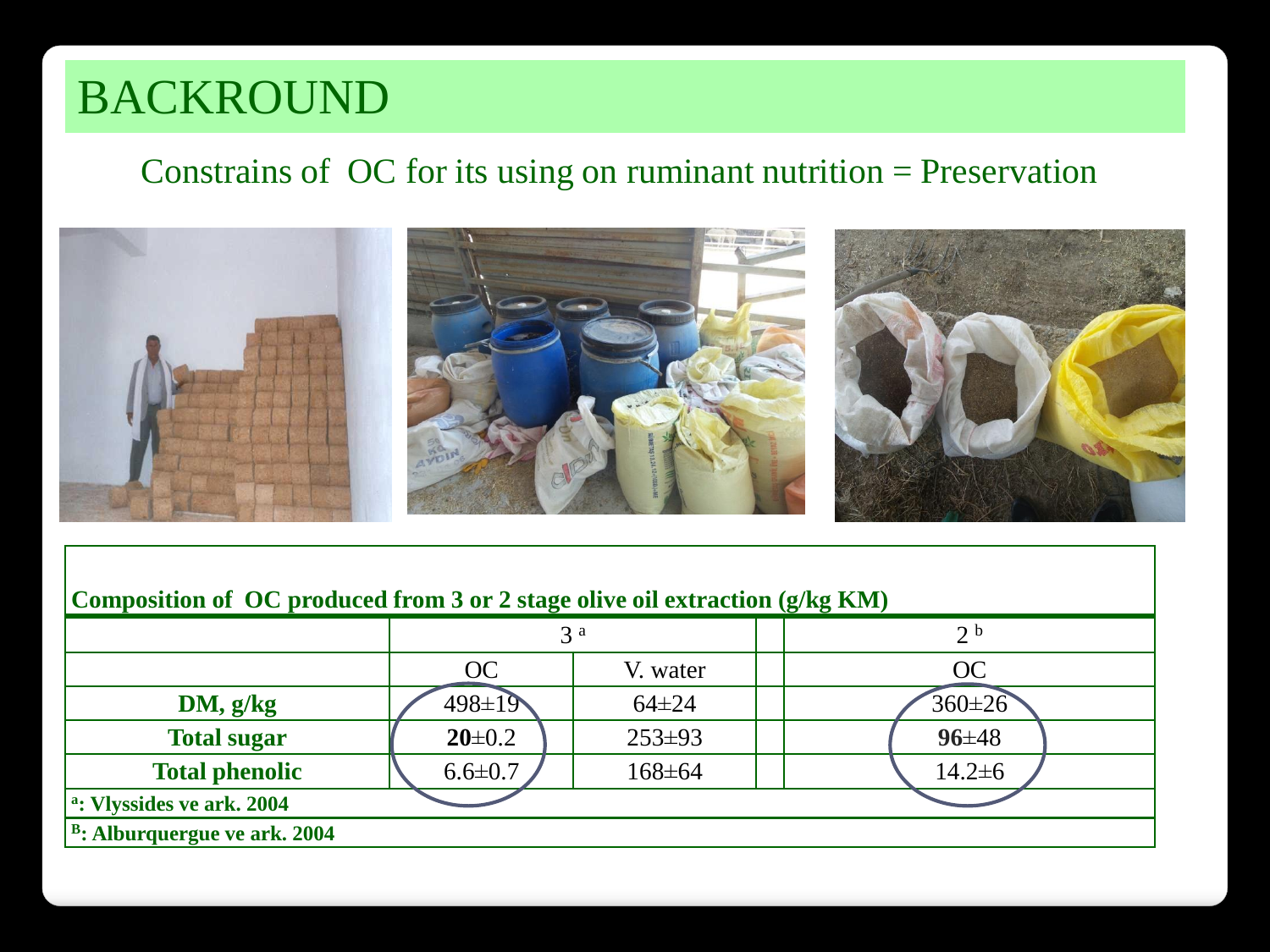# BACKROUND

Constrains of OC for its using on ruminant nutrition = Preservation

**Composition of OC produced from 3 or 2 stage olive oil extraction (g/kg KM)**

| | 3 [a] | | | 2 [b] |
|---|---|---|---|---|
| | OC | V. water | | OC |
| **DM, g/kg** | 498±19 | 64±24 | | 360±26 |
| **Total sugar** | **20**±0.2 | 253±93 | | **96**±48 |
| **Total phenolic** | 6.6±0.7 | 168±64 | | 14.2±6 |

**[a]: Vlyssides ve ark. 2004**

**[B]: Alburquergue ve ark. 2004**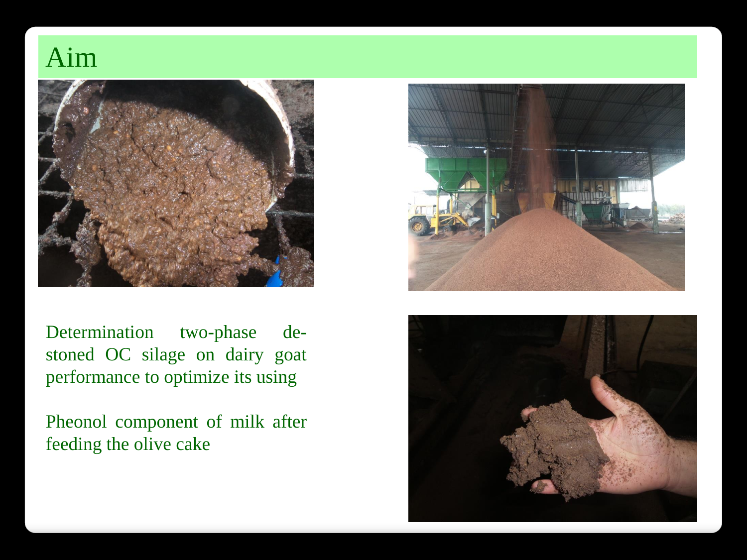# Aim

Determination two-phase de-stoned OC silage on dairy goat performance to optimize its using

Pheonol component of milk after feeding the olive cake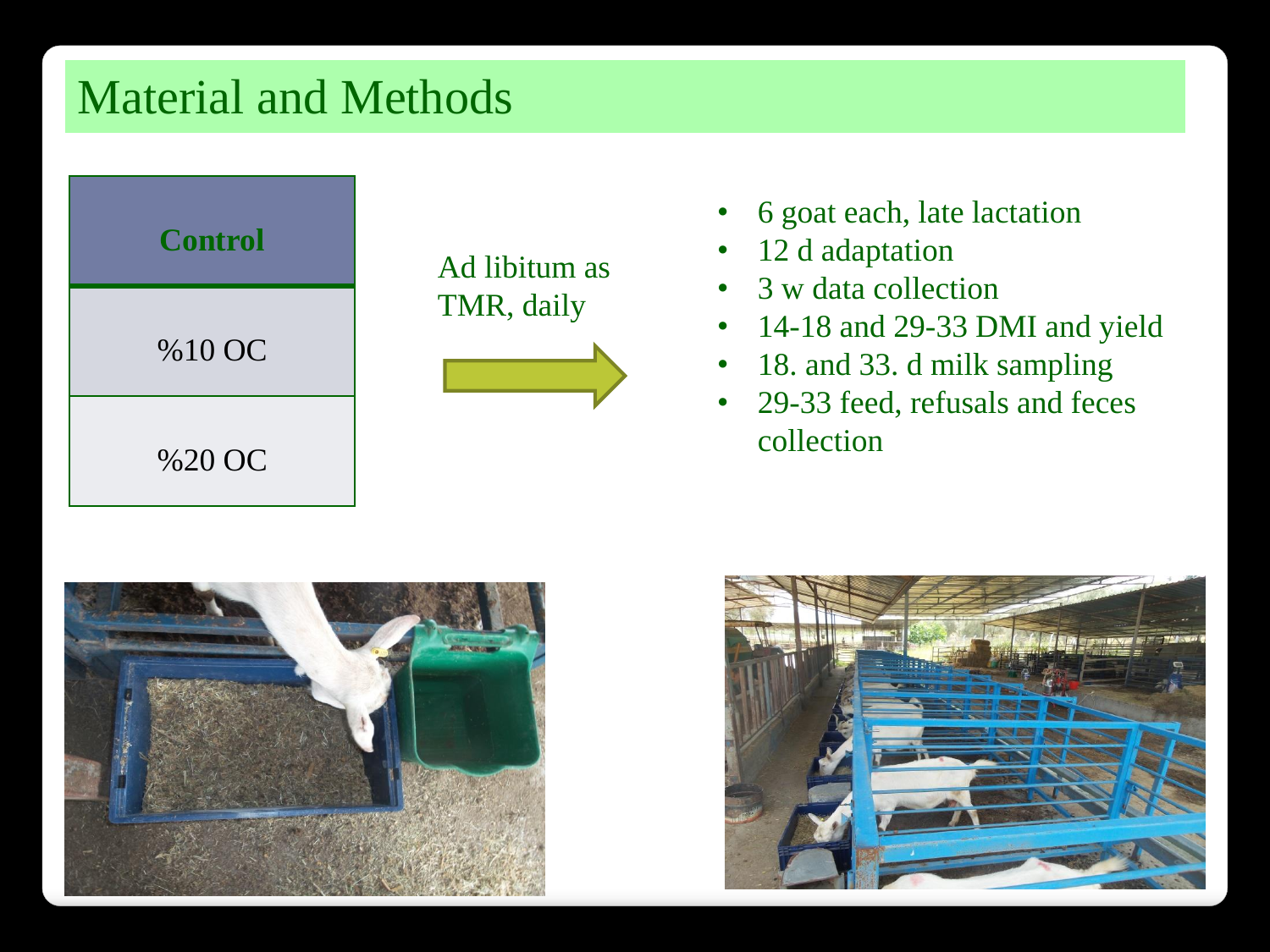# Material and Methods

| Control |
| --- |
| %10 OC |
| %20 OC |

Ad libitum as TMR, daily

- 6 goat each, late lactation
- 12 d adaptation
- 3 w data collection
- 14-18 and 29-33 DMI and yield
- 18. and 33. d milk sampling
- 29-33 feed, refusals and feces collection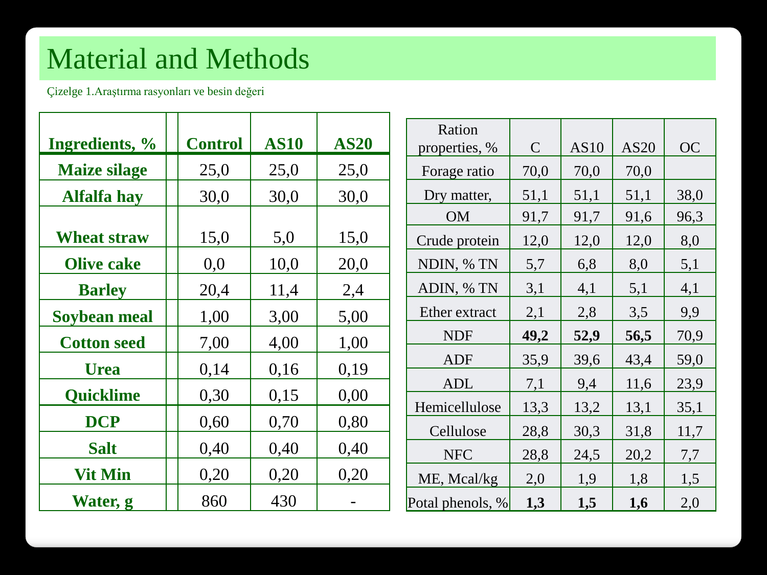# Material and Methods

Çizelge 1.Araştırma rasyonları ve besin değeri

| Ingredients, % | Control | AS10 | AS20 |
|---|---|---|---|
| **Maize silage** | 25,0 | 25,0 | 25,0 |
| **Alfalfa hay** | 30,0 | 30,0 | 30,0 |
| **Wheat straw** | 15,0 | 5,0 | 15,0 |
| **Olive cake** | 0,0 | 10,0 | 20,0 |
| **Barley** | 20,4 | 11,4 | 2,4 |
| **Soybean meal** | 1,00 | 3,00 | 5,00 |
| **Cotton seed** | 7,00 | 4,00 | 1,00 |
| **Urea** | 0,14 | 0,16 | 0,19 |
| **Quicklime** | 0,30 | 0,15 | 0,00 |
| **DCP** | 0,60 | 0,70 | 0,80 |
| **Salt** | 0,40 | 0,40 | 0,40 |
| **Vit Min** | 0,20 | 0,20 | 0,20 |
| **Water, g** | 860 | 430 | - |

| Ration properties, % | C | AS10 | AS20 | OC |
|---|---|---|---|---|
| Forage ratio | 70,0 | 70,0 | 70,0 | |
| Dry matter, | 51,1 | 51,1 | 51,1 | 38,0 |
| OM | 91,7 | 91,7 | 91,6 | 96,3 |
| Crude protein | 12,0 | 12,0 | 12,0 | 8,0 |
| NDIN, % TN | 5,7 | 6,8 | 8,0 | 5,1 |
| ADIN, % TN | 3,1 | 4,1 | 5,1 | 4,1 |
| Ether extract | 2,1 | 2,8 | 3,5 | 9,9 |
| NDF | **49,2** | **52,9** | **56,5** | 70,9 |
| ADF | 35,9 | 39,6 | 43,4 | 59,0 |
| ADL | 7,1 | 9,4 | 11,6 | 23,9 |
| Hemicellulose | 13,3 | 13,2 | 13,1 | 35,1 |
| Cellulose | 28,8 | 30,3 | 31,8 | 11,7 |
| NFC | 28,8 | 24,5 | 20,2 | 7,7 |
| ME, Mcal/kg | 2,0 | 1,9 | 1,8 | 1,5 |
| Potal phenols, % | **1,3** | **1,5** | **1,6** | 2,0 |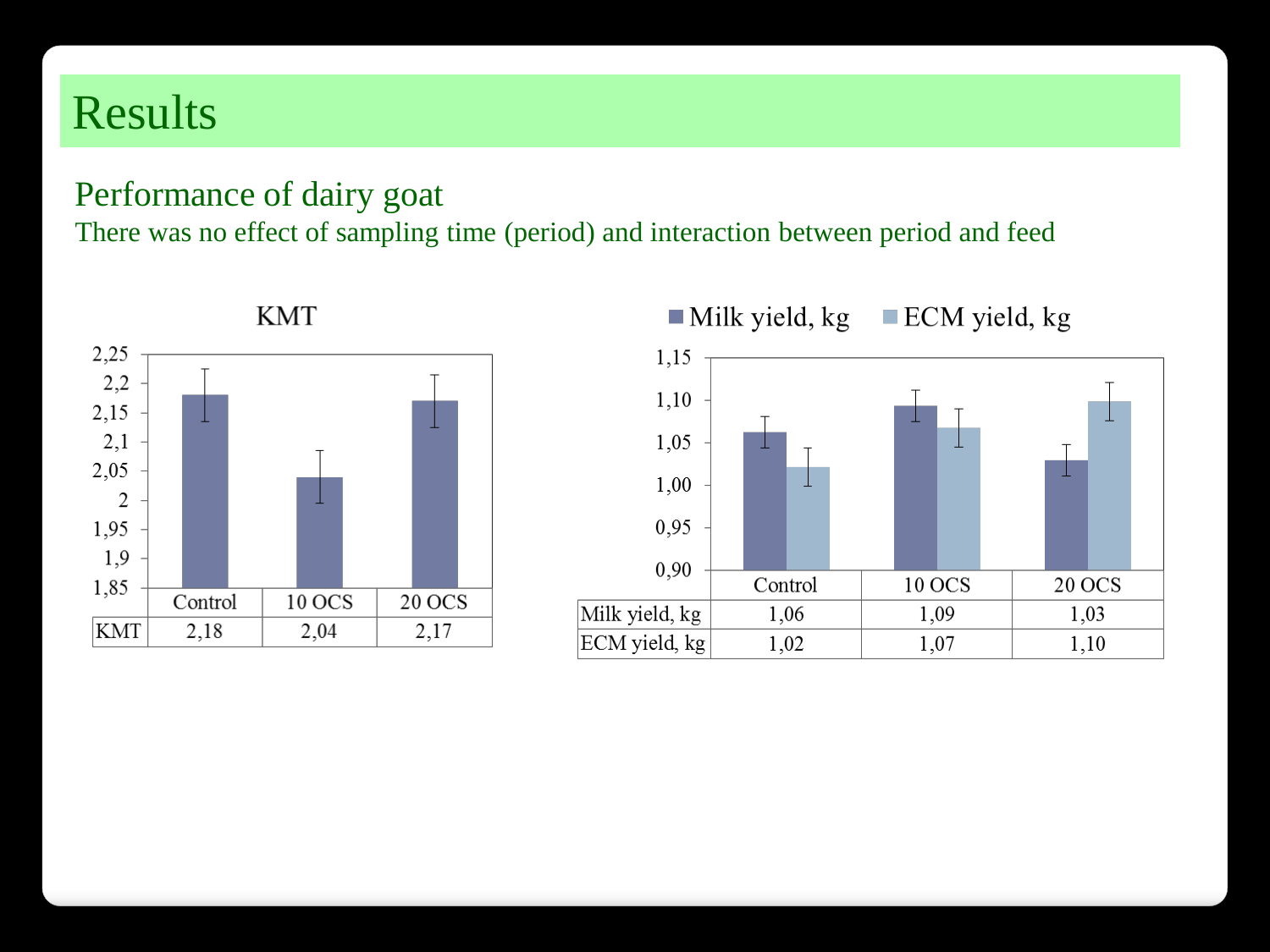# Results

## Performance of dairy goat

There was no effect of sampling time (period) and interaction between period and feed

**KMT**

| | Control | 10 OCS | 20 OCS |
|---|---|---|---|
| KMT | 2,18 | 2,04 | 2,17 |

| | Control | 10 OCS | 20 OCS |
|---|---|---|---|
| Milk yield, kg | 1,06 | 1,09 | 1,03 |
| ECM yield, kg | 1,02 | 1,07 | 1,10 |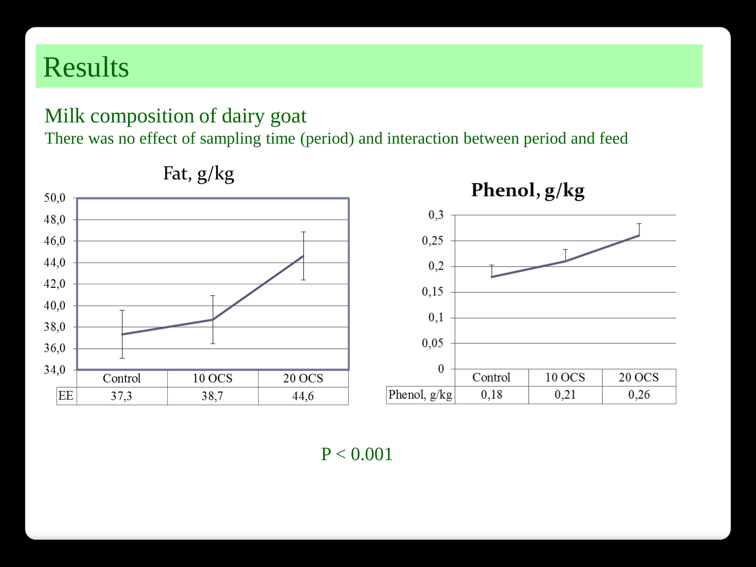# Results

## Milk composition of dairy goat

There was no effect of sampling time (period) and interaction between period and feed

**Fat, g/kg**

| | Control | 10 OCS | 20 OCS |
|---|---|---|---|
| EE | 37,3 | 38,7 | 44,6 |

**Phenol, g/kg**

| | Control | 10 OCS | 20 OCS |
|---|---|---|---|
| Phenol, g/kg | 0,18 | 0,21 | 0,26 |

$P < 0.001$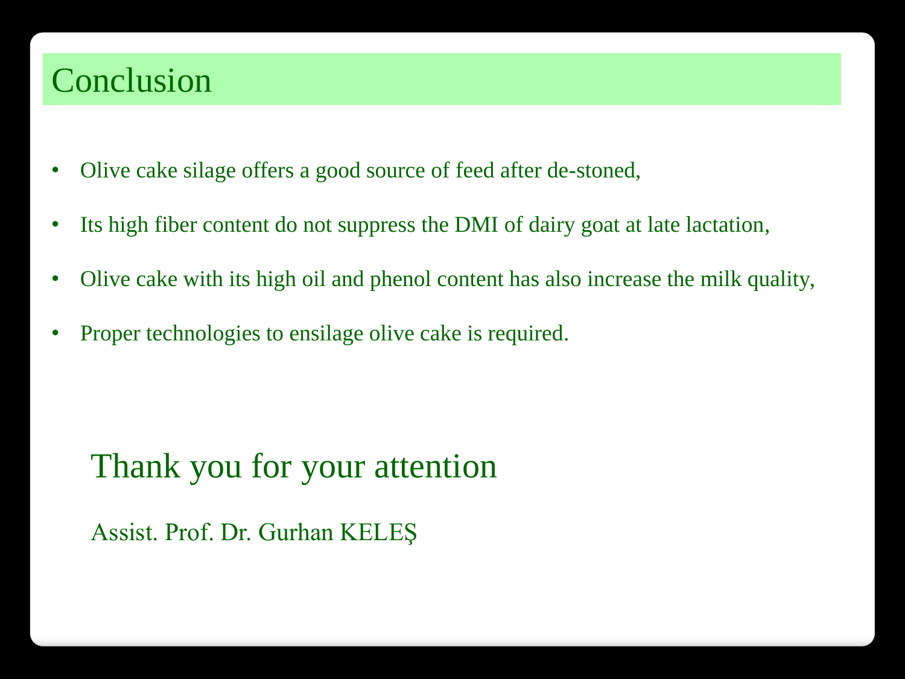# Conclusion

- Olive cake silage offers a good source of feed after de-stoned,
- Its high fiber content do not suppress the DMI of dairy goat at late lactation,
- Olive cake with its high oil and phenol content has also increase the milk quality,
- Proper technologies to ensilage olive cake is required.

Thank you for your attention

Assist. Prof. Dr. Gurhan KELEŞ